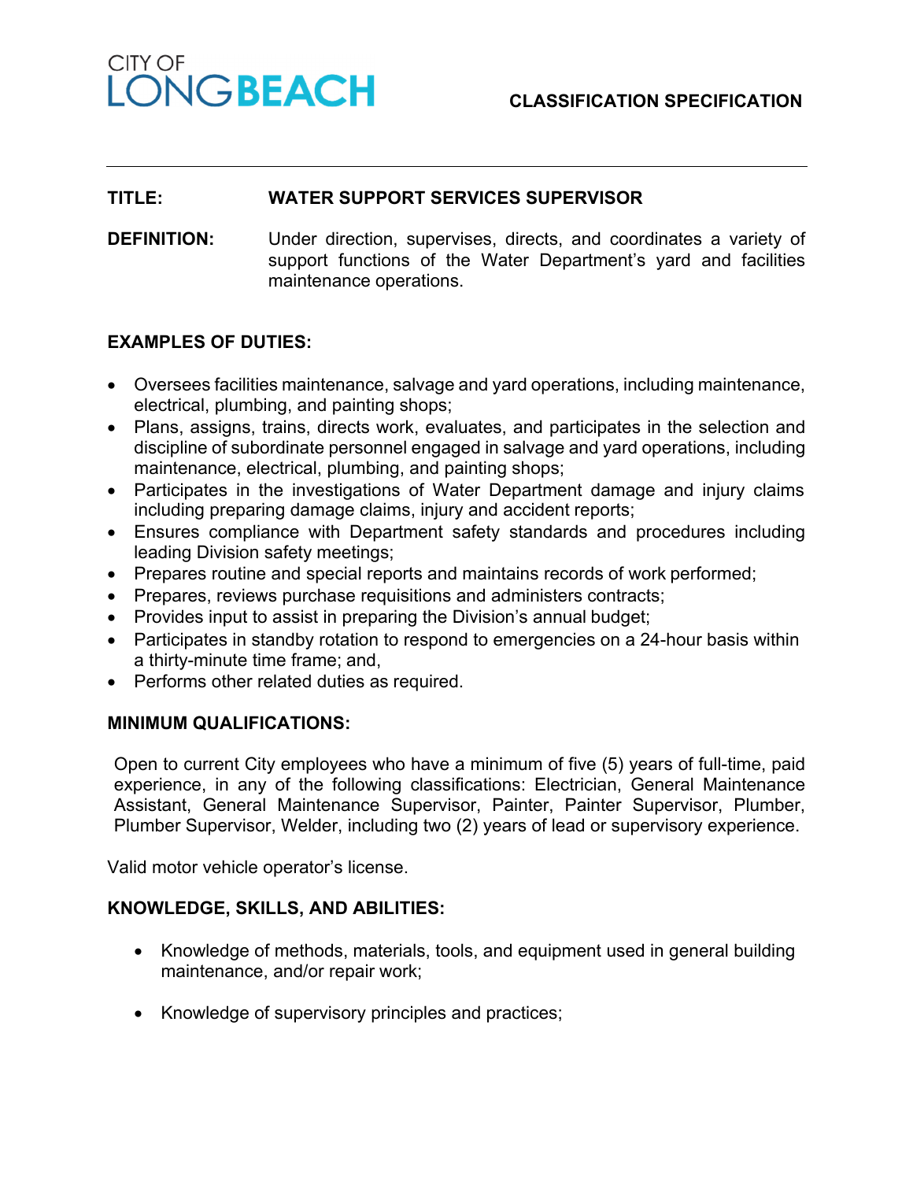CITY OF LONG BEACH

**CLASSIFICATION SPECIFICATION**

---

**TITLE:** **WATER SUPPORT SERVICES SUPERVISOR**

**DEFINITION:** Under direction, supervises, directs, and coordinates a variety of support functions of the Water Department's yard and facilities maintenance operations.

## EXAMPLES OF DUTIES:

- Oversees facilities maintenance, salvage and yard operations, including maintenance, electrical, plumbing, and painting shops;
- Plans, assigns, trains, directs work, evaluates, and participates in the selection and discipline of subordinate personnel engaged in salvage and yard operations, including maintenance, electrical, plumbing, and painting shops;
- Participates in the investigations of Water Department damage and injury claims including preparing damage claims, injury and accident reports;
- Ensures compliance with Department safety standards and procedures including leading Division safety meetings;
- Prepares routine and special reports and maintains records of work performed;
- Prepares, reviews purchase requisitions and administers contracts;
- Provides input to assist in preparing the Division's annual budget;
- Participates in standby rotation to respond to emergencies on a 24-hour basis within a thirty-minute time frame; and,
- Performs other related duties as required.

## MINIMUM QUALIFICATIONS:

Open to current City employees who have a minimum of five (5) years of full-time, paid experience, in any of the following classifications: Electrician, General Maintenance Assistant, General Maintenance Supervisor, Painter, Painter Supervisor, Plumber, Plumber Supervisor, Welder, including two (2) years of lead or supervisory experience.

Valid motor vehicle operator's license.

## KNOWLEDGE, SKILLS, AND ABILITIES:

- Knowledge of methods, materials, tools, and equipment used in general building maintenance, and/or repair work;
- Knowledge of supervisory principles and practices;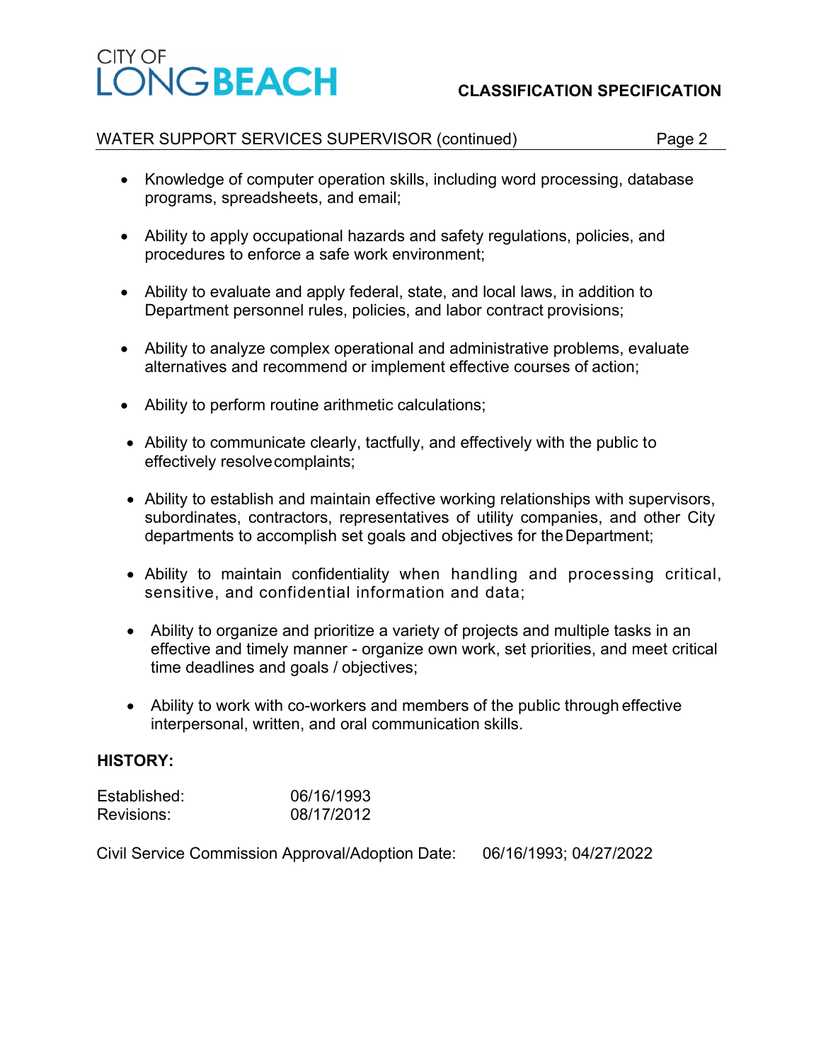- Knowledge of computer operation skills, including word processing, database programs, spreadsheets, and email;
- Ability to apply occupational hazards and safety regulations, policies, and procedures to enforce a safe work environment;
- Ability to evaluate and apply federal, state, and local laws, in addition to Department personnel rules, policies, and labor contract provisions;
- Ability to analyze complex operational and administrative problems, evaluate alternatives and recommend or implement effective courses of action;
- Ability to perform routine arithmetic calculations;
- Ability to communicate clearly, tactfully, and effectively with the public to effectively resolve complaints;
- Ability to establish and maintain effective working relationships with supervisors, subordinates, contractors, representatives of utility companies, and other City departments to accomplish set goals and objectives for the Department;
- Ability to maintain confidentiality when handling and processing critical, sensitive, and confidential information and data;
- Ability to organize and prioritize a variety of projects and multiple tasks in an effective and timely manner - organize own work, set priorities, and meet critical time deadlines and goals / objectives;
- Ability to work with co-workers and members of the public through effective interpersonal, written, and oral communication skills.

**HISTORY:**

| | |
|---|---|
| Established: | 06/16/1993 |
| Revisions: | 08/17/2012 |

Civil Service Commission Approval/Adoption Date: 06/16/1993; 04/27/2022